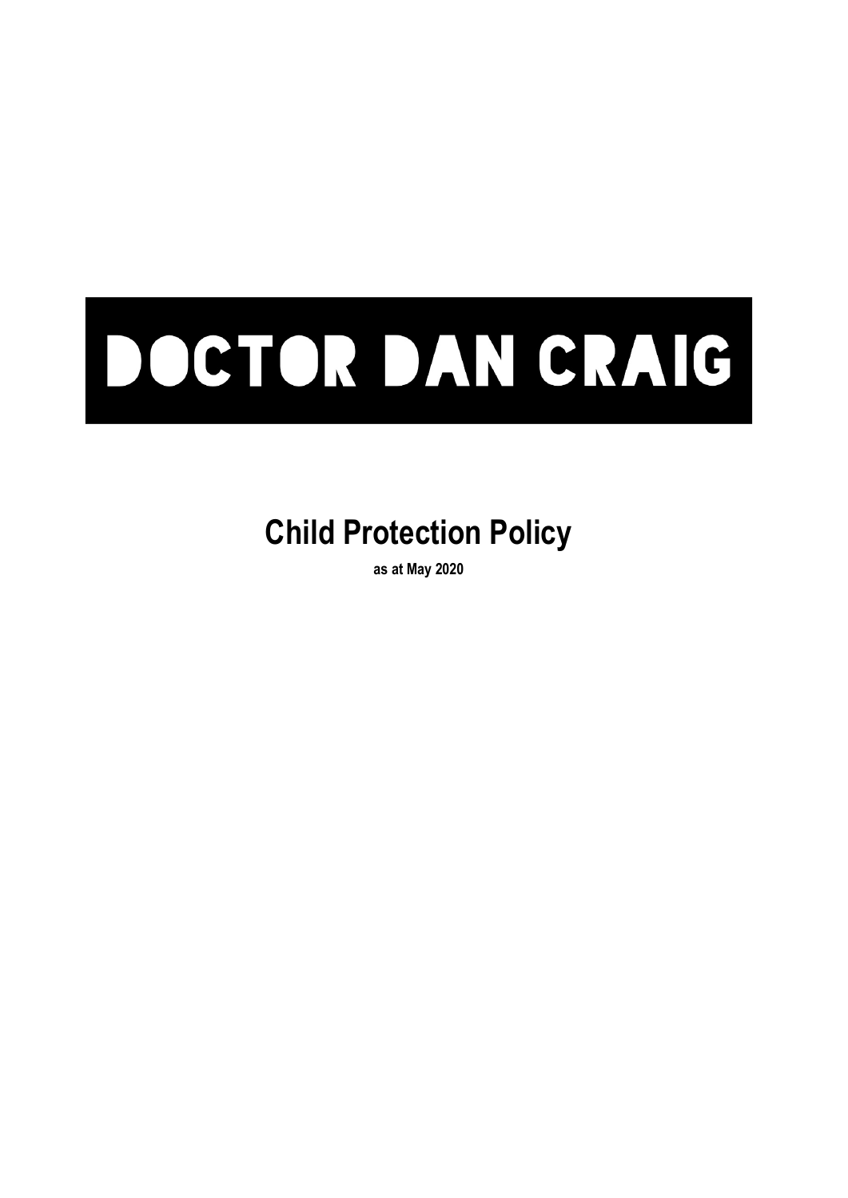# DOCTOR DAN CRAIG

## Child Protection Policy

**as at May 2020**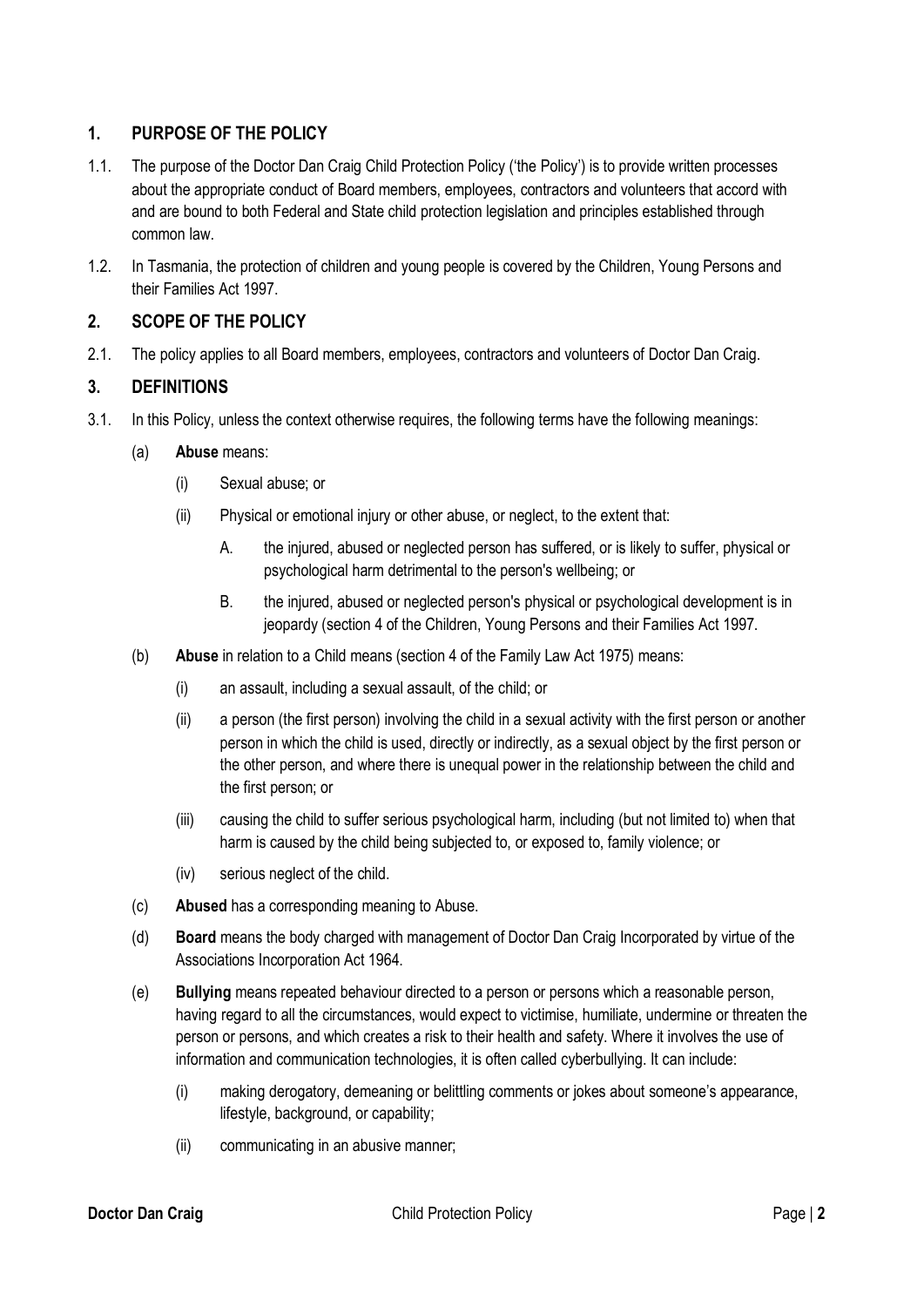## 1. PURPOSE OF THE POLICY

1.1. The purpose of the Doctor Dan Craig Child Protection Policy ('the Policy') is to provide written processes about the appropriate conduct of Board members, employees, contractors and volunteers that accord with and are bound to both Federal and State child protection legislation and principles established through common law.

1.2. In Tasmania, the protection of children and young people is covered by the Children, Young Persons and their Families Act 1997.

## 2. SCOPE OF THE POLICY

2.1. The policy applies to all Board members, employees, contractors and volunteers of Doctor Dan Craig.

## 3. DEFINITIONS

3.1. In this Policy, unless the context otherwise requires, the following terms have the following meanings:

(a) **Abuse** means:

(i) Sexual abuse; or

(ii) Physical or emotional injury or other abuse, or neglect, to the extent that:

A. the injured, abused or neglected person has suffered, or is likely to suffer, physical or psychological harm detrimental to the person's wellbeing; or

B. the injured, abused or neglected person's physical or psychological development is in jeopardy (section 4 of the Children, Young Persons and their Families Act 1997.

(b) **Abuse** in relation to a Child means (section 4 of the Family Law Act 1975) means:

(i) an assault, including a sexual assault, of the child; or

(ii) a person (the first person) involving the child in a sexual activity with the first person or another person in which the child is used, directly or indirectly, as a sexual object by the first person or the other person, and where there is unequal power in the relationship between the child and the first person; or

(iii) causing the child to suffer serious psychological harm, including (but not limited to) when that harm is caused by the child being subjected to, or exposed to, family violence; or

(iv) serious neglect of the child.

(c) **Abused** has a corresponding meaning to Abuse.

(d) **Board** means the body charged with management of Doctor Dan Craig Incorporated by virtue of the Associations Incorporation Act 1964.

(e) **Bullying** means repeated behaviour directed to a person or persons which a reasonable person, having regard to all the circumstances, would expect to victimise, humiliate, undermine or threaten the person or persons, and which creates a risk to their health and safety. Where it involves the use of information and communication technologies, it is often called cyberbullying. It can include:

(i) making derogatory, demeaning or belittling comments or jokes about someone's appearance, lifestyle, background, or capability;

(ii) communicating in an abusive manner;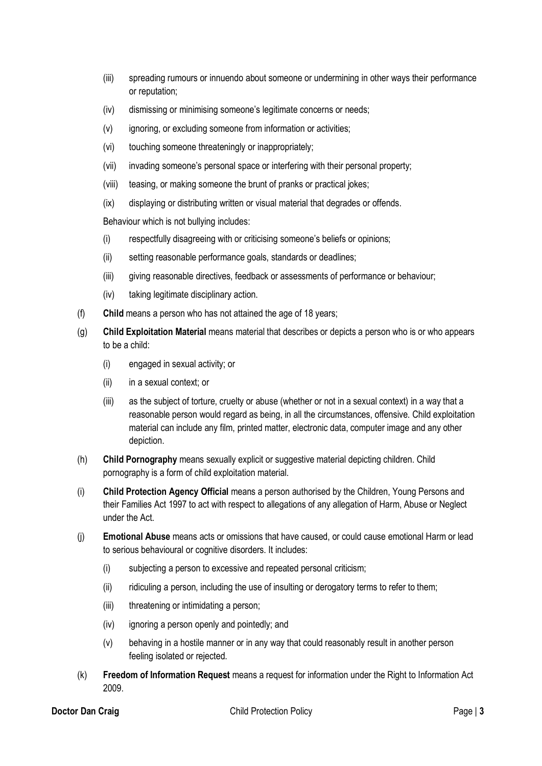(iii) spreading rumours or innuendo about someone or undermining in other ways their performance or reputation;

(iv) dismissing or minimising someone's legitimate concerns or needs;

(v) ignoring, or excluding someone from information or activities;

(vi) touching someone threateningly or inappropriately;

(vii) invading someone's personal space or interfering with their personal property;

(viii) teasing, or making someone the brunt of pranks or practical jokes;

(ix) displaying or distributing written or visual material that degrades or offends.

Behaviour which is not bullying includes:

(i) respectfully disagreeing with or criticising someone's beliefs or opinions;

(ii) setting reasonable performance goals, standards or deadlines;

(iii) giving reasonable directives, feedback or assessments of performance or behaviour;

(iv) taking legitimate disciplinary action.

(f) **Child** means a person who has not attained the age of 18 years;

(g) **Child Exploitation Material** means material that describes or depicts a person who is or who appears to be a child:

  (i) engaged in sexual activity; or

  (ii) in a sexual context; or

  (iii) as the subject of torture, cruelty or abuse (whether or not in a sexual context) in a way that a reasonable person would regard as being, in all the circumstances, offensive. Child exploitation material can include any film, printed matter, electronic data, computer image and any other depiction.

(h) **Child Pornography** means sexually explicit or suggestive material depicting children. Child pornography is a form of child exploitation material.

(i) **Child Protection Agency Official** means a person authorised by the Children, Young Persons and their Families Act 1997 to act with respect to allegations of any allegation of Harm, Abuse or Neglect under the Act.

(j) **Emotional Abuse** means acts or omissions that have caused, or could cause emotional Harm or lead to serious behavioural or cognitive disorders. It includes:

  (i) subjecting a person to excessive and repeated personal criticism;

  (ii) ridiculing a person, including the use of insulting or derogatory terms to refer to them;

  (iii) threatening or intimidating a person;

  (iv) ignoring a person openly and pointedly; and

  (v) behaving in a hostile manner or in any way that could reasonably result in another person feeling isolated or rejected.

(k) **Freedom of Information Request** means a request for information under the Right to Information Act 2009.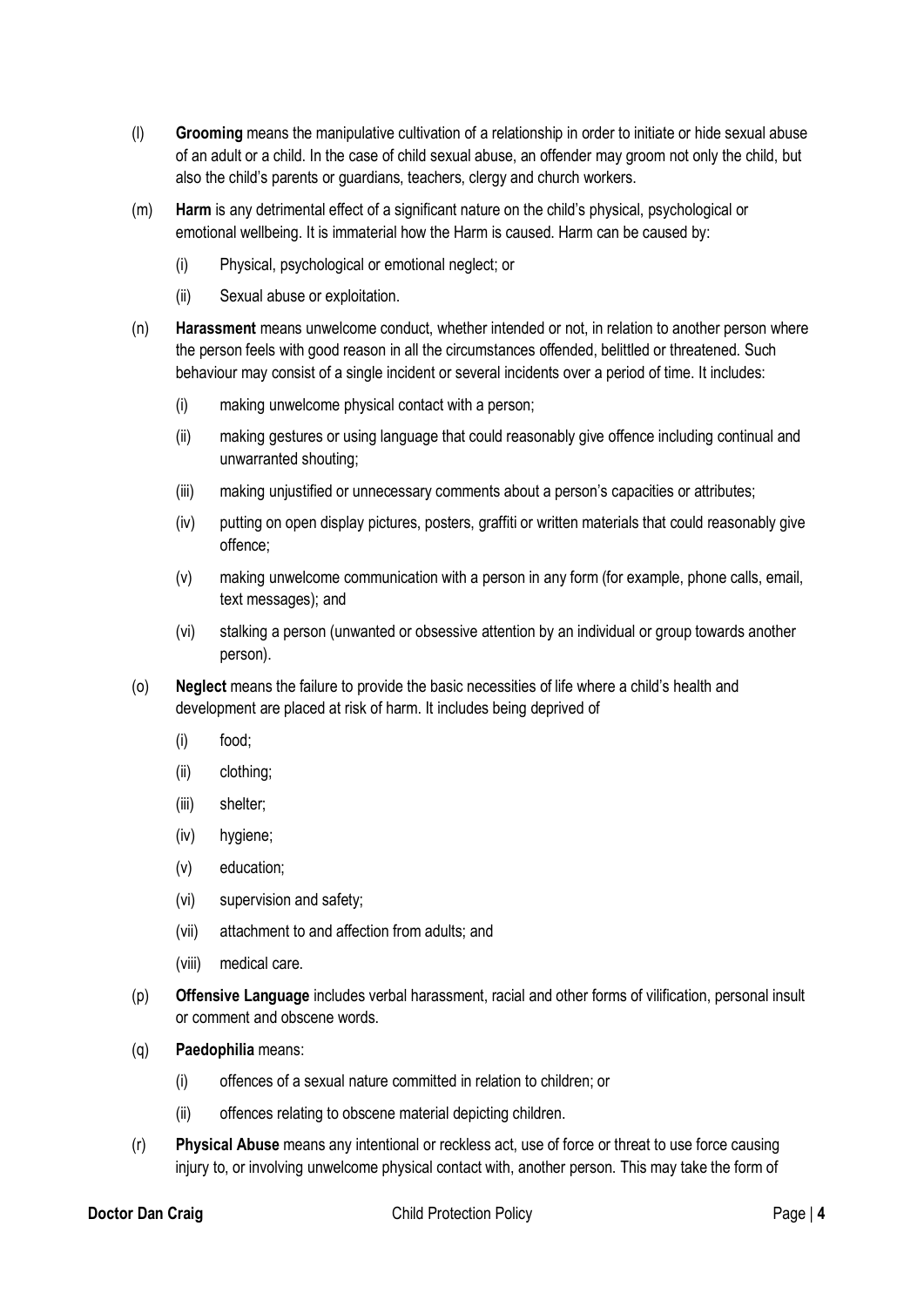(l) **Grooming** means the manipulative cultivation of a relationship in order to initiate or hide sexual abuse of an adult or a child. In the case of child sexual abuse, an offender may groom not only the child, but also the child's parents or guardians, teachers, clergy and church workers.

(m) **Harm** is any detrimental effect of a significant nature on the child's physical, psychological or emotional wellbeing. It is immaterial how the Harm is caused. Harm can be caused by:

(i) Physical, psychological or emotional neglect; or

(ii) Sexual abuse or exploitation.

(n) **Harassment** means unwelcome conduct, whether intended or not, in relation to another person where the person feels with good reason in all the circumstances offended, belittled or threatened. Such behaviour may consist of a single incident or several incidents over a period of time. It includes:

(i) making unwelcome physical contact with a person;

(ii) making gestures or using language that could reasonably give offence including continual and unwarranted shouting;

(iii) making unjustified or unnecessary comments about a person's capacities or attributes;

(iv) putting on open display pictures, posters, graffiti or written materials that could reasonably give offence;

(v) making unwelcome communication with a person in any form (for example, phone calls, email, text messages); and

(vi) stalking a person (unwanted or obsessive attention by an individual or group towards another person).

(o) **Neglect** means the failure to provide the basic necessities of life where a child's health and development are placed at risk of harm. It includes being deprived of

(i) food;

(ii) clothing;

(iii) shelter;

(iv) hygiene;

(v) education;

(vi) supervision and safety;

(vii) attachment to and affection from adults; and

(viii) medical care.

(p) **Offensive Language** includes verbal harassment, racial and other forms of vilification, personal insult or comment and obscene words.

(q) **Paedophilia** means:

(i) offences of a sexual nature committed in relation to children; or

(ii) offences relating to obscene material depicting children.

(r) **Physical Abuse** means any intentional or reckless act, use of force or threat to use force causing injury to, or involving unwelcome physical contact with, another person. This may take the form of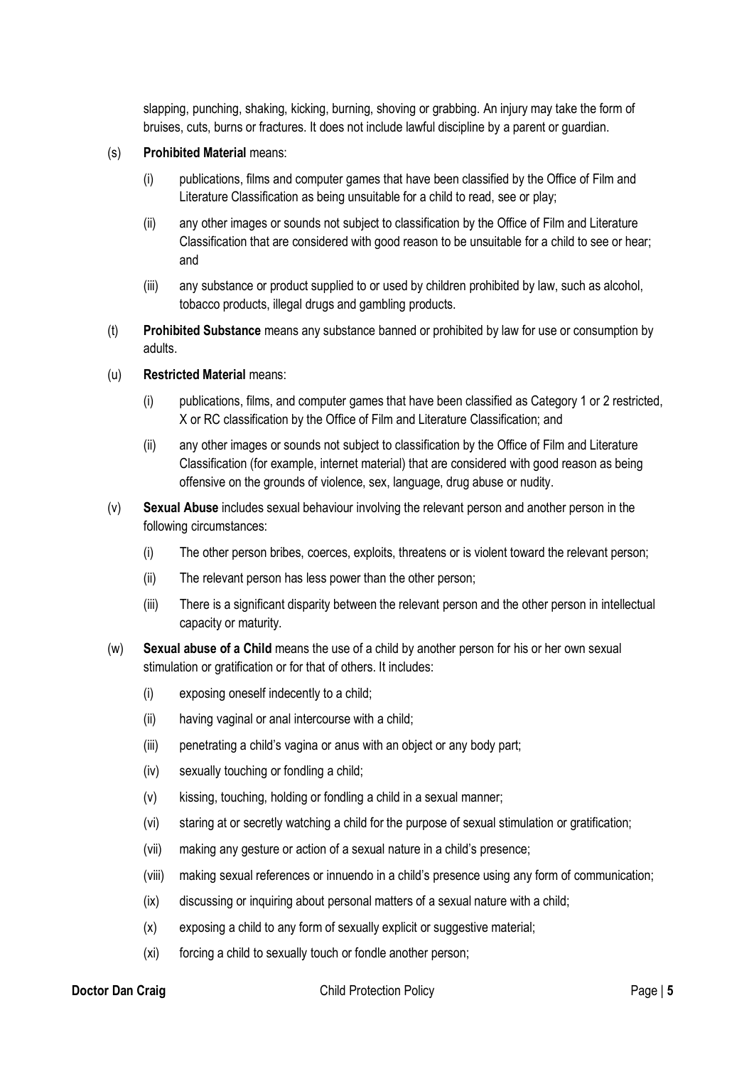slapping, punching, shaking, kicking, burning, shoving or grabbing. An injury may take the form of bruises, cuts, burns or fractures. It does not include lawful discipline by a parent or guardian.

(s) **Prohibited Material** means:

- (i) publications, films and computer games that have been classified by the Office of Film and Literature Classification as being unsuitable for a child to read, see or play;
- (ii) any other images or sounds not subject to classification by the Office of Film and Literature Classification that are considered with good reason to be unsuitable for a child to see or hear; and
- (iii) any substance or product supplied to or used by children prohibited by law, such as alcohol, tobacco products, illegal drugs and gambling products.

(t) **Prohibited Substance** means any substance banned or prohibited by law for use or consumption by adults.

(u) **Restricted Material** means:

- (i) publications, films, and computer games that have been classified as Category 1 or 2 restricted, X or RC classification by the Office of Film and Literature Classification; and
- (ii) any other images or sounds not subject to classification by the Office of Film and Literature Classification (for example, internet material) that are considered with good reason as being offensive on the grounds of violence, sex, language, drug abuse or nudity.

(v) **Sexual Abuse** includes sexual behaviour involving the relevant person and another person in the following circumstances:

- (i) The other person bribes, coerces, exploits, threatens or is violent toward the relevant person;
- (ii) The relevant person has less power than the other person;
- (iii) There is a significant disparity between the relevant person and the other person in intellectual capacity or maturity.

(w) **Sexual abuse of a Child** means the use of a child by another person for his or her own sexual stimulation or gratification or for that of others. It includes:

- (i) exposing oneself indecently to a child;
- (ii) having vaginal or anal intercourse with a child;
- (iii) penetrating a child's vagina or anus with an object or any body part;
- (iv) sexually touching or fondling a child;
- (v) kissing, touching, holding or fondling a child in a sexual manner;
- (vi) staring at or secretly watching a child for the purpose of sexual stimulation or gratification;
- (vii) making any gesture or action of a sexual nature in a child's presence;
- (viii) making sexual references or innuendo in a child's presence using any form of communication;
- (ix) discussing or inquiring about personal matters of a sexual nature with a child;
- (x) exposing a child to any form of sexually explicit or suggestive material;
- (xi) forcing a child to sexually touch or fondle another person;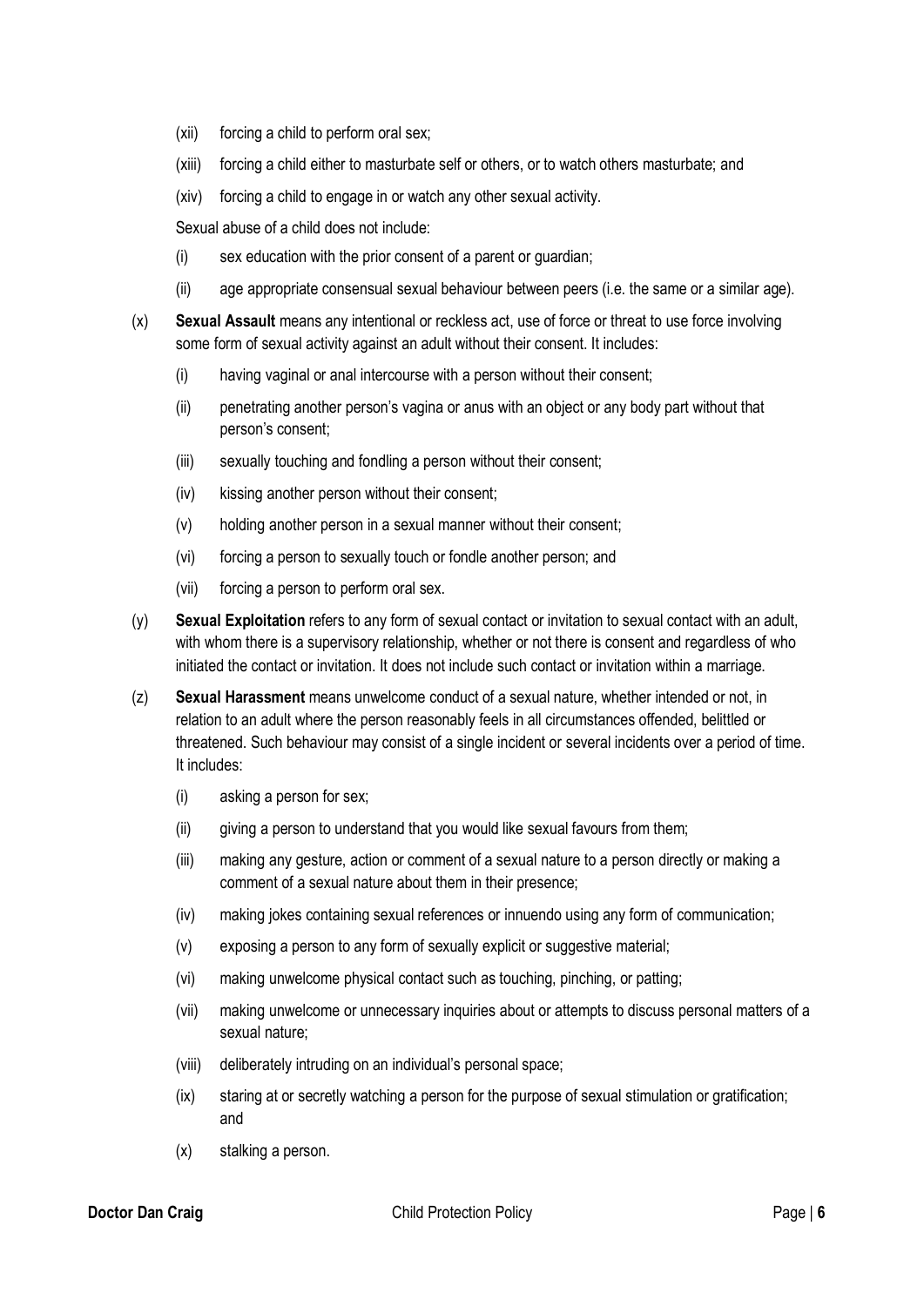(xii) forcing a child to perform oral sex;

(xiii) forcing a child either to masturbate self or others, or to watch others masturbate; and

(xiv) forcing a child to engage in or watch any other sexual activity.

Sexual abuse of a child does not include:

(i) sex education with the prior consent of a parent or guardian;

(ii) age appropriate consensual sexual behaviour between peers (i.e. the same or a similar age).

(x) **Sexual Assault** means any intentional or reckless act, use of force or threat to use force involving some form of sexual activity against an adult without their consent. It includes:

   (i) having vaginal or anal intercourse with a person without their consent;

   (ii) penetrating another person's vagina or anus with an object or any body part without that person's consent;

   (iii) sexually touching and fondling a person without their consent;

   (iv) kissing another person without their consent;

   (v) holding another person in a sexual manner without their consent;

   (vi) forcing a person to sexually touch or fondle another person; and

   (vii) forcing a person to perform oral sex.

(y) **Sexual Exploitation** refers to any form of sexual contact or invitation to sexual contact with an adult, with whom there is a supervisory relationship, whether or not there is consent and regardless of who initiated the contact or invitation. It does not include such contact or invitation within a marriage.

(z) **Sexual Harassment** means unwelcome conduct of a sexual nature, whether intended or not, in relation to an adult where the person reasonably feels in all circumstances offended, belittled or threatened. Such behaviour may consist of a single incident or several incidents over a period of time. It includes:

   (i) asking a person for sex;

   (ii) giving a person to understand that you would like sexual favours from them;

   (iii) making any gesture, action or comment of a sexual nature to a person directly or making a comment of a sexual nature about them in their presence;

   (iv) making jokes containing sexual references or innuendo using any form of communication;

   (v) exposing a person to any form of sexually explicit or suggestive material;

   (vi) making unwelcome physical contact such as touching, pinching, or patting;

   (vii) making unwelcome or unnecessary inquiries about or attempts to discuss personal matters of a sexual nature;

   (viii) deliberately intruding on an individual's personal space;

   (ix) staring at or secretly watching a person for the purpose of sexual stimulation or gratification; and

   (x) stalking a person.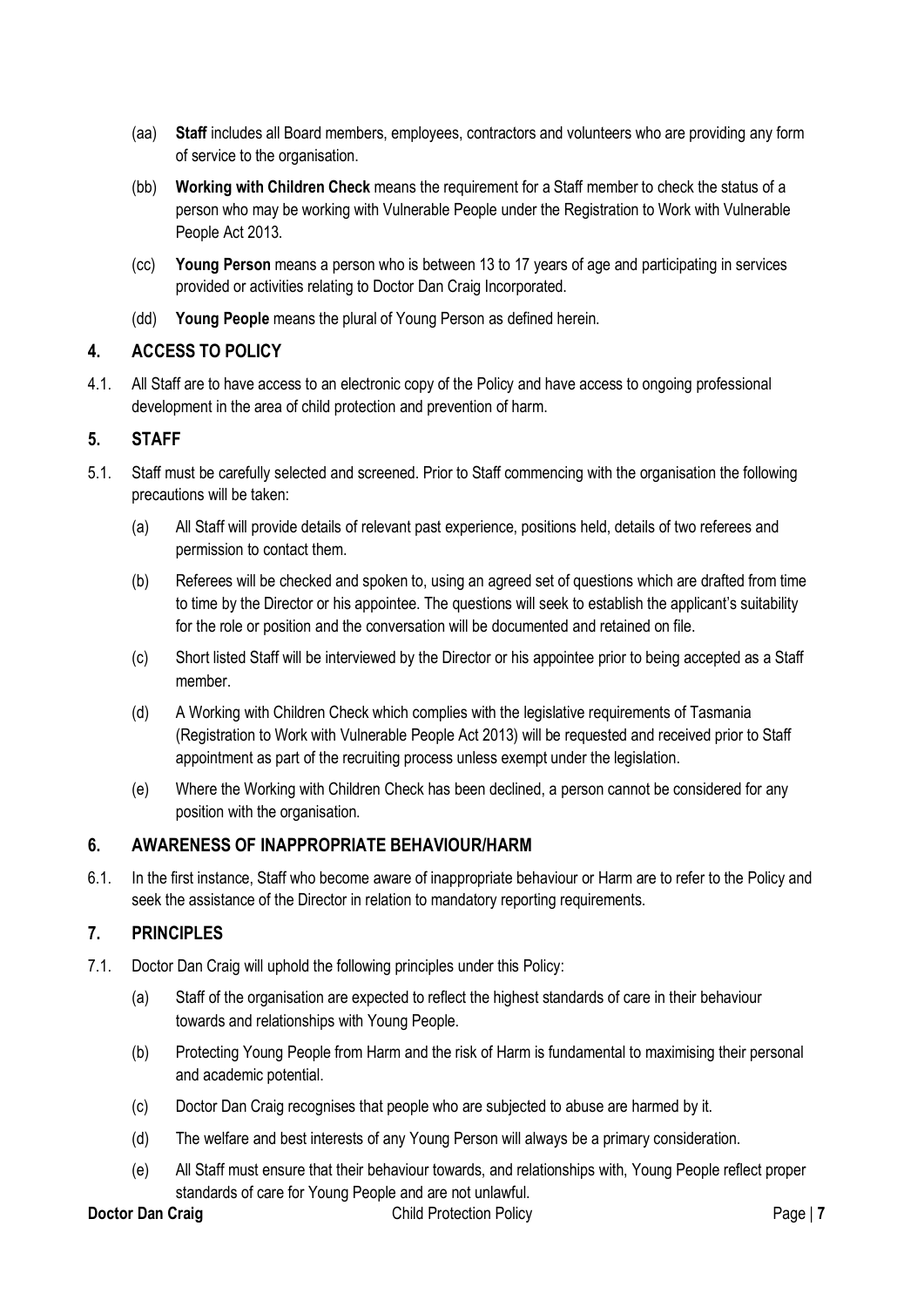(aa) **Staff** includes all Board members, employees, contractors and volunteers who are providing any form of service to the organisation.

(bb) **Working with Children Check** means the requirement for a Staff member to check the status of a person who may be working with Vulnerable People under the Registration to Work with Vulnerable People Act 2013.

(cc) **Young Person** means a person who is between 13 to 17 years of age and participating in services provided or activities relating to Doctor Dan Craig Incorporated.

(dd) **Young People** means the plural of Young Person as defined herein.

## 4. ACCESS TO POLICY

4.1. All Staff are to have access to an electronic copy of the Policy and have access to ongoing professional development in the area of child protection and prevention of harm.

## 5. STAFF

5.1. Staff must be carefully selected and screened. Prior to Staff commencing with the organisation the following precautions will be taken:

(a) All Staff will provide details of relevant past experience, positions held, details of two referees and permission to contact them.

(b) Referees will be checked and spoken to, using an agreed set of questions which are drafted from time to time by the Director or his appointee. The questions will seek to establish the applicant's suitability for the role or position and the conversation will be documented and retained on file.

(c) Short listed Staff will be interviewed by the Director or his appointee prior to being accepted as a Staff member.

(d) A Working with Children Check which complies with the legislative requirements of Tasmania (Registration to Work with Vulnerable People Act 2013) will be requested and received prior to Staff appointment as part of the recruiting process unless exempt under the legislation.

(e) Where the Working with Children Check has been declined, a person cannot be considered for any position with the organisation.

## 6. AWARENESS OF INAPPROPRIATE BEHAVIOUR/HARM

6.1. In the first instance, Staff who become aware of inappropriate behaviour or Harm are to refer to the Policy and seek the assistance of the Director in relation to mandatory reporting requirements.

## 7. PRINCIPLES

7.1. Doctor Dan Craig will uphold the following principles under this Policy:

(a) Staff of the organisation are expected to reflect the highest standards of care in their behaviour towards and relationships with Young People.

(b) Protecting Young People from Harm and the risk of Harm is fundamental to maximising their personal and academic potential.

(c) Doctor Dan Craig recognises that people who are subjected to abuse are harmed by it.

(d) The welfare and best interests of any Young Person will always be a primary consideration.

(e) All Staff must ensure that their behaviour towards, and relationships with, Young People reflect proper standards of care for Young People and are not unlawful.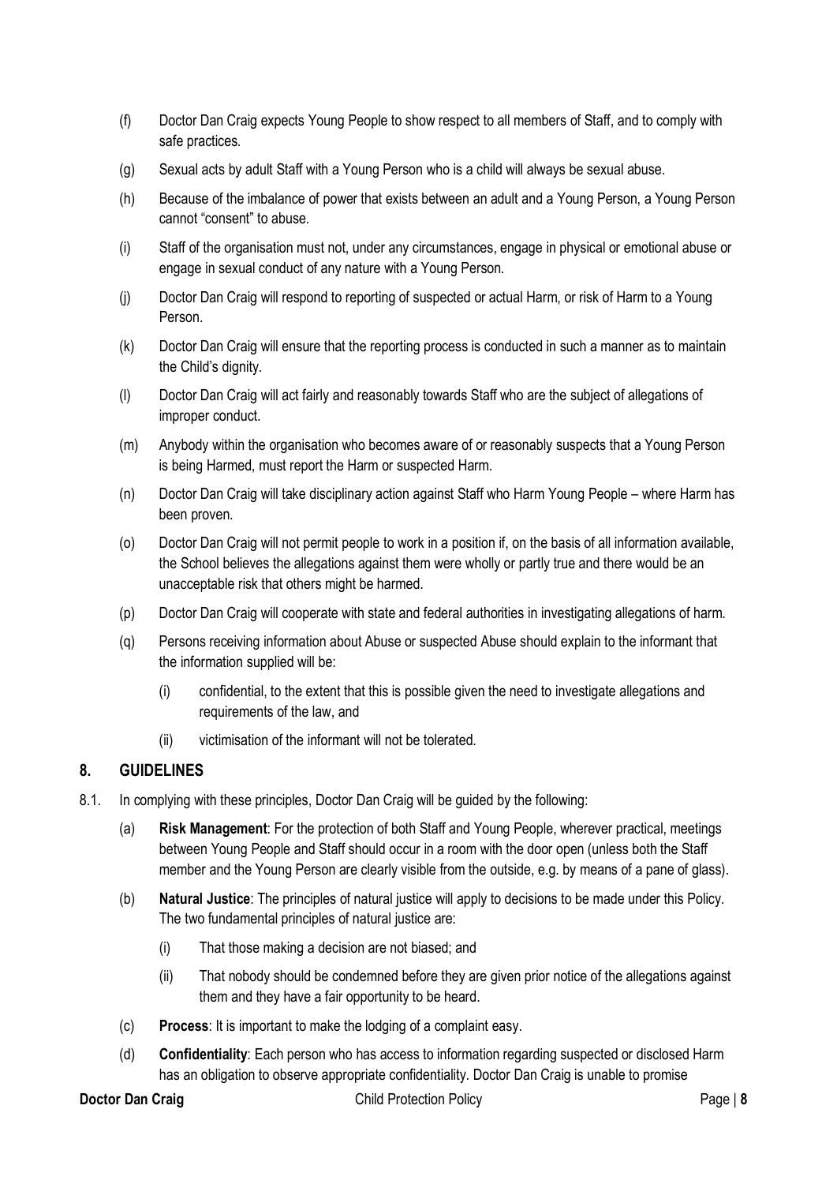(f) Doctor Dan Craig expects Young People to show respect to all members of Staff, and to comply with safe practices.

(g) Sexual acts by adult Staff with a Young Person who is a child will always be sexual abuse.

(h) Because of the imbalance of power that exists between an adult and a Young Person, a Young Person cannot "consent" to abuse.

(i) Staff of the organisation must not, under any circumstances, engage in physical or emotional abuse or engage in sexual conduct of any nature with a Young Person.

(j) Doctor Dan Craig will respond to reporting of suspected or actual Harm, or risk of Harm to a Young Person.

(k) Doctor Dan Craig will ensure that the reporting process is conducted in such a manner as to maintain the Child's dignity.

(l) Doctor Dan Craig will act fairly and reasonably towards Staff who are the subject of allegations of improper conduct.

(m) Anybody within the organisation who becomes aware of or reasonably suspects that a Young Person is being Harmed, must report the Harm or suspected Harm.

(n) Doctor Dan Craig will take disciplinary action against Staff who Harm Young People – where Harm has been proven.

(o) Doctor Dan Craig will not permit people to work in a position if, on the basis of all information available, the School believes the allegations against them were wholly or partly true and there would be an unacceptable risk that others might be harmed.

(p) Doctor Dan Craig will cooperate with state and federal authorities in investigating allegations of harm.

(q) Persons receiving information about Abuse or suspected Abuse should explain to the informant that the information supplied will be:

   (i) confidential, to the extent that this is possible given the need to investigate allegations and requirements of the law, and

   (ii) victimisation of the informant will not be tolerated.

## 8. GUIDELINES

8.1. In complying with these principles, Doctor Dan Craig will be guided by the following:

   (a) **Risk Management**: For the protection of both Staff and Young People, wherever practical, meetings between Young People and Staff should occur in a room with the door open (unless both the Staff member and the Young Person are clearly visible from the outside, e.g. by means of a pane of glass).

   (b) **Natural Justice**: The principles of natural justice will apply to decisions to be made under this Policy. The two fundamental principles of natural justice are:

      (i) That those making a decision are not biased; and

      (ii) That nobody should be condemned before they are given prior notice of the allegations against them and they have a fair opportunity to be heard.

   (c) **Process**: It is important to make the lodging of a complaint easy.

   (d) **Confidentiality**: Each person who has access to information regarding suspected or disclosed Harm has an obligation to observe appropriate confidentiality. Doctor Dan Craig is unable to promise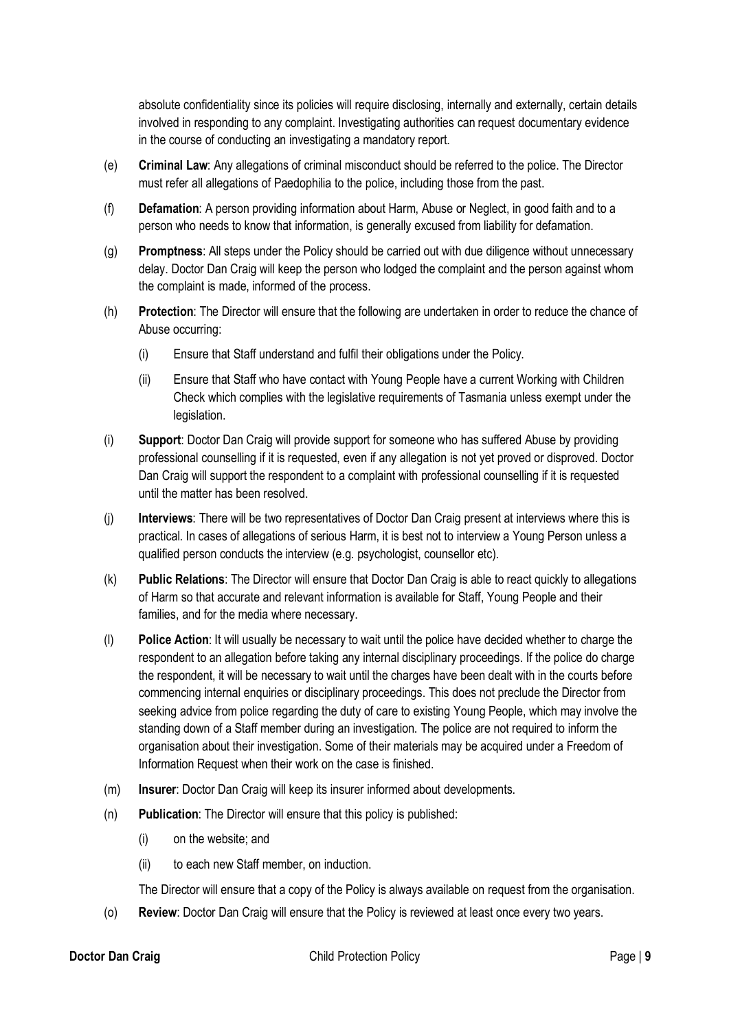absolute confidentiality since its policies will require disclosing, internally and externally, certain details involved in responding to any complaint. Investigating authorities can request documentary evidence in the course of conducting an investigating a mandatory report.

(e) **Criminal Law**: Any allegations of criminal misconduct should be referred to the police. The Director must refer all allegations of Paedophilia to the police, including those from the past.

(f) **Defamation**: A person providing information about Harm, Abuse or Neglect, in good faith and to a person who needs to know that information, is generally excused from liability for defamation.

(g) **Promptness**: All steps under the Policy should be carried out with due diligence without unnecessary delay. Doctor Dan Craig will keep the person who lodged the complaint and the person against whom the complaint is made, informed of the process.

(h) **Protection**: The Director will ensure that the following are undertaken in order to reduce the chance of Abuse occurring:

  (i) Ensure that Staff understand and fulfil their obligations under the Policy.

  (ii) Ensure that Staff who have contact with Young People have a current Working with Children Check which complies with the legislative requirements of Tasmania unless exempt under the legislation.

(i) **Support**: Doctor Dan Craig will provide support for someone who has suffered Abuse by providing professional counselling if it is requested, even if any allegation is not yet proved or disproved. Doctor Dan Craig will support the respondent to a complaint with professional counselling if it is requested until the matter has been resolved.

(j) **Interviews**: There will be two representatives of Doctor Dan Craig present at interviews where this is practical. In cases of allegations of serious Harm, it is best not to interview a Young Person unless a qualified person conducts the interview (e.g. psychologist, counsellor etc).

(k) **Public Relations**: The Director will ensure that Doctor Dan Craig is able to react quickly to allegations of Harm so that accurate and relevant information is available for Staff, Young People and their families, and for the media where necessary.

(l) **Police Action**: It will usually be necessary to wait until the police have decided whether to charge the respondent to an allegation before taking any internal disciplinary proceedings. If the police do charge the respondent, it will be necessary to wait until the charges have been dealt with in the courts before commencing internal enquiries or disciplinary proceedings. This does not preclude the Director from seeking advice from police regarding the duty of care to existing Young People, which may involve the standing down of a Staff member during an investigation. The police are not required to inform the organisation about their investigation. Some of their materials may be acquired under a Freedom of Information Request when their work on the case is finished.

(m) **Insurer**: Doctor Dan Craig will keep its insurer informed about developments.

(n) **Publication**: The Director will ensure that this policy is published:

  (i) on the website; and

  (ii) to each new Staff member, on induction.

  The Director will ensure that a copy of the Policy is always available on request from the organisation.

(o) **Review**: Doctor Dan Craig will ensure that the Policy is reviewed at least once every two years.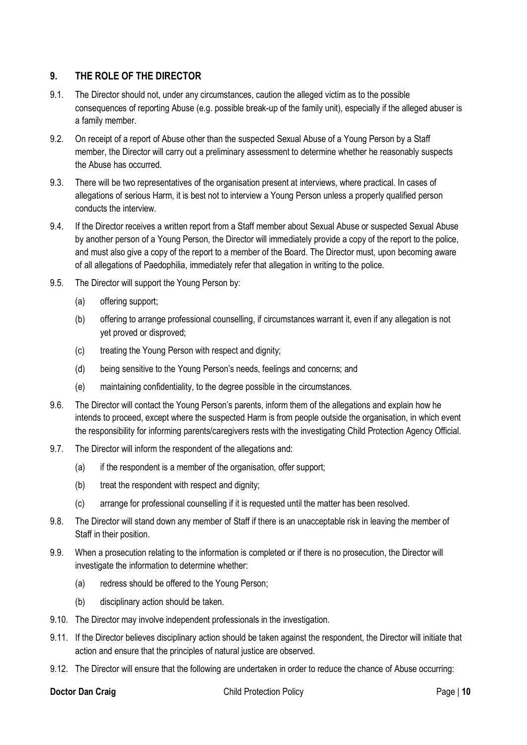## 9. THE ROLE OF THE DIRECTOR

9.1. The Director should not, under any circumstances, caution the alleged victim as to the possible consequences of reporting Abuse (e.g. possible break-up of the family unit), especially if the alleged abuser is a family member.

9.2. On receipt of a report of Abuse other than the suspected Sexual Abuse of a Young Person by a Staff member, the Director will carry out a preliminary assessment to determine whether he reasonably suspects the Abuse has occurred.

9.3. There will be two representatives of the organisation present at interviews, where practical. In cases of allegations of serious Harm, it is best not to interview a Young Person unless a properly qualified person conducts the interview.

9.4. If the Director receives a written report from a Staff member about Sexual Abuse or suspected Sexual Abuse by another person of a Young Person, the Director will immediately provide a copy of the report to the police, and must also give a copy of the report to a member of the Board. The Director must, upon becoming aware of all allegations of Paedophilia, immediately refer that allegation in writing to the police.

9.5. The Director will support the Young Person by:

(a) offering support;

(b) offering to arrange professional counselling, if circumstances warrant it, even if any allegation is not yet proved or disproved;

(c) treating the Young Person with respect and dignity;

(d) being sensitive to the Young Person's needs, feelings and concerns; and

(e) maintaining confidentiality, to the degree possible in the circumstances.

9.6. The Director will contact the Young Person's parents, inform them of the allegations and explain how he intends to proceed, except where the suspected Harm is from people outside the organisation, in which event the responsibility for informing parents/caregivers rests with the investigating Child Protection Agency Official.

9.7. The Director will inform the respondent of the allegations and:

(a) if the respondent is a member of the organisation, offer support;

(b) treat the respondent with respect and dignity;

(c) arrange for professional counselling if it is requested until the matter has been resolved.

9.8. The Director will stand down any member of Staff if there is an unacceptable risk in leaving the member of Staff in their position.

9.9. When a prosecution relating to the information is completed or if there is no prosecution, the Director will investigate the information to determine whether:

(a) redress should be offered to the Young Person;

(b) disciplinary action should be taken.

9.10. The Director may involve independent professionals in the investigation.

9.11. If the Director believes disciplinary action should be taken against the respondent, the Director will initiate that action and ensure that the principles of natural justice are observed.

9.12. The Director will ensure that the following are undertaken in order to reduce the chance of Abuse occurring: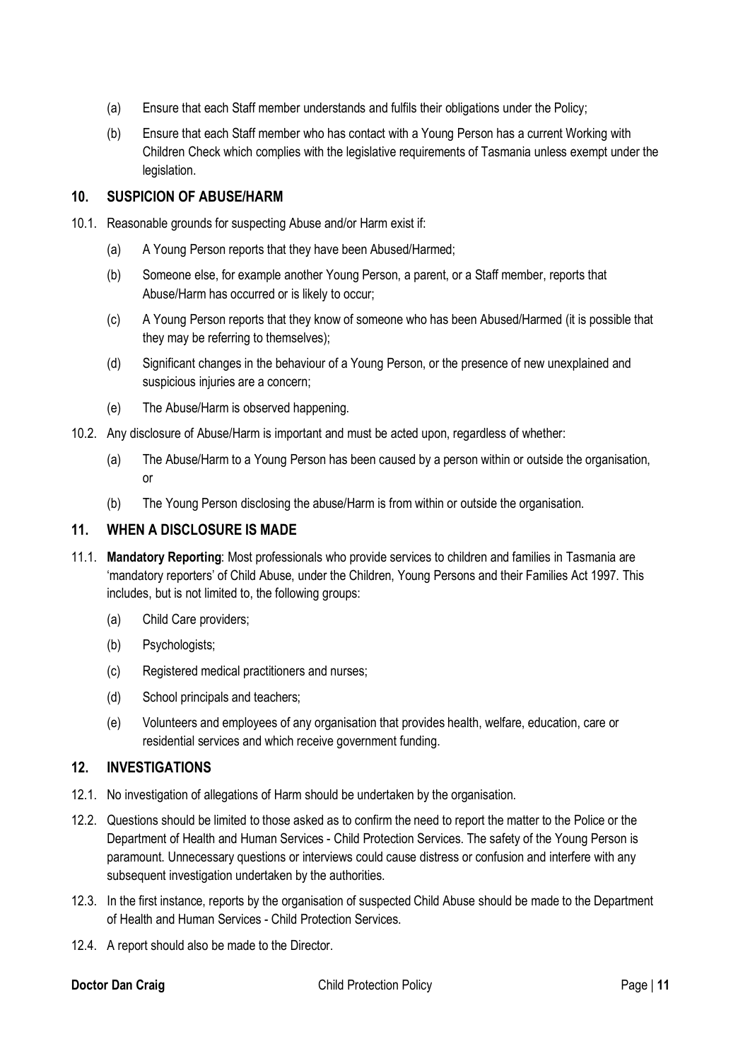(a) Ensure that each Staff member understands and fulfils their obligations under the Policy;

(b) Ensure that each Staff member who has contact with a Young Person has a current Working with Children Check which complies with the legislative requirements of Tasmania unless exempt under the legislation.

## 10. SUSPICION OF ABUSE/HARM

10.1. Reasonable grounds for suspecting Abuse and/or Harm exist if:

(a) A Young Person reports that they have been Abused/Harmed;

(b) Someone else, for example another Young Person, a parent, or a Staff member, reports that Abuse/Harm has occurred or is likely to occur;

(c) A Young Person reports that they know of someone who has been Abused/Harmed (it is possible that they may be referring to themselves);

(d) Significant changes in the behaviour of a Young Person, or the presence of new unexplained and suspicious injuries are a concern;

(e) The Abuse/Harm is observed happening.

10.2. Any disclosure of Abuse/Harm is important and must be acted upon, regardless of whether:

(a) The Abuse/Harm to a Young Person has been caused by a person within or outside the organisation, or

(b) The Young Person disclosing the abuse/Harm is from within or outside the organisation.

## 11. WHEN A DISCLOSURE IS MADE

11.1. **Mandatory Reporting**: Most professionals who provide services to children and families in Tasmania are 'mandatory reporters' of Child Abuse, under the Children, Young Persons and their Families Act 1997. This includes, but is not limited to, the following groups:

(a) Child Care providers;

(b) Psychologists;

(c) Registered medical practitioners and nurses;

(d) School principals and teachers;

(e) Volunteers and employees of any organisation that provides health, welfare, education, care or residential services and which receive government funding.

## 12. INVESTIGATIONS

12.1. No investigation of allegations of Harm should be undertaken by the organisation.

12.2. Questions should be limited to those asked as to confirm the need to report the matter to the Police or the Department of Health and Human Services - Child Protection Services. The safety of the Young Person is paramount. Unnecessary questions or interviews could cause distress or confusion and interfere with any subsequent investigation undertaken by the authorities.

12.3. In the first instance, reports by the organisation of suspected Child Abuse should be made to the Department of Health and Human Services - Child Protection Services.

12.4. A report should also be made to the Director.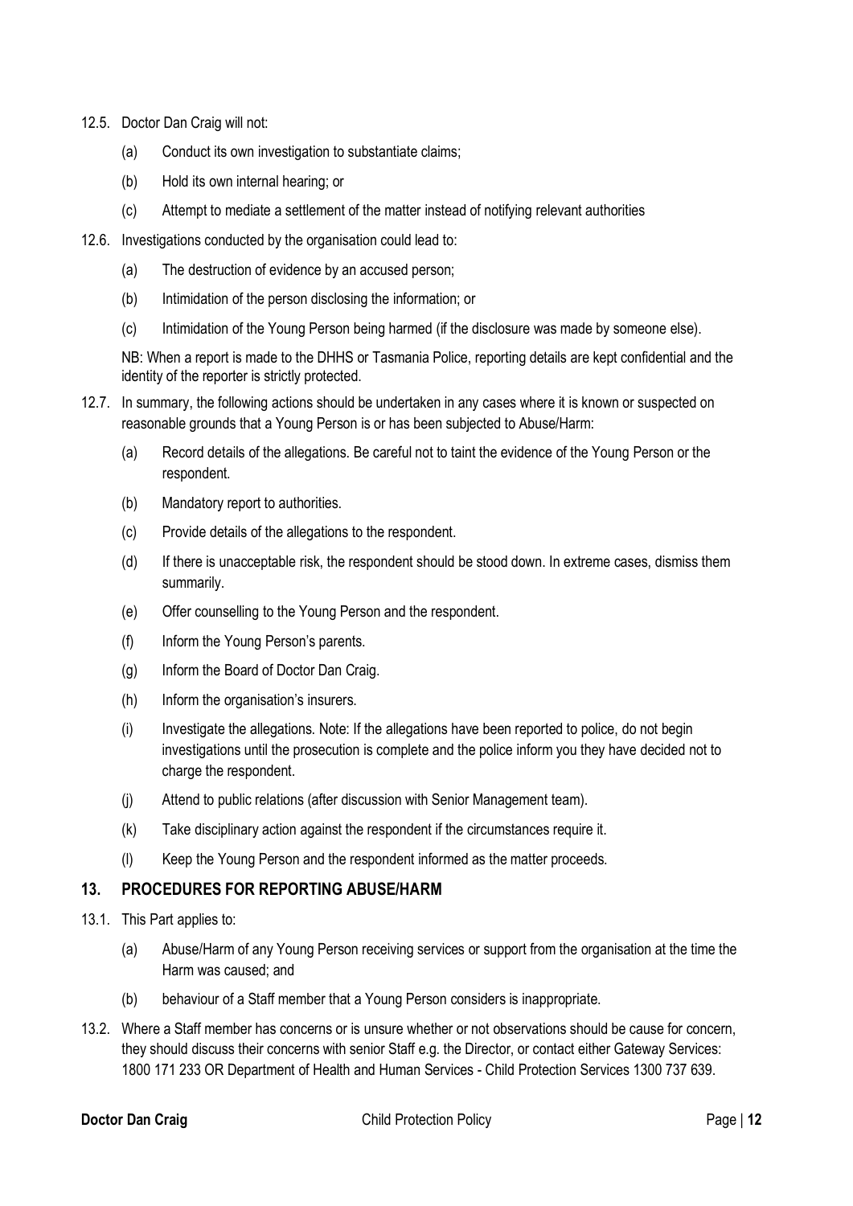12.5. Doctor Dan Craig will not:

(a) Conduct its own investigation to substantiate claims;

(b) Hold its own internal hearing; or

(c) Attempt to mediate a settlement of the matter instead of notifying relevant authorities

12.6. Investigations conducted by the organisation could lead to:

(a) The destruction of evidence by an accused person;

(b) Intimidation of the person disclosing the information; or

(c) Intimidation of the Young Person being harmed (if the disclosure was made by someone else).

NB: When a report is made to the DHHS or Tasmania Police, reporting details are kept confidential and the identity of the reporter is strictly protected.

12.7. In summary, the following actions should be undertaken in any cases where it is known or suspected on reasonable grounds that a Young Person is or has been subjected to Abuse/Harm:

(a) Record details of the allegations. Be careful not to taint the evidence of the Young Person or the respondent.

(b) Mandatory report to authorities.

(c) Provide details of the allegations to the respondent.

(d) If there is unacceptable risk, the respondent should be stood down. In extreme cases, dismiss them summarily.

(e) Offer counselling to the Young Person and the respondent.

(f) Inform the Young Person's parents.

(g) Inform the Board of Doctor Dan Craig.

(h) Inform the organisation's insurers.

(i) Investigate the allegations. Note: If the allegations have been reported to police, do not begin investigations until the prosecution is complete and the police inform you they have decided not to charge the respondent.

(j) Attend to public relations (after discussion with Senior Management team).

(k) Take disciplinary action against the respondent if the circumstances require it.

(l) Keep the Young Person and the respondent informed as the matter proceeds.

## 13. PROCEDURES FOR REPORTING ABUSE/HARM

13.1. This Part applies to:

(a) Abuse/Harm of any Young Person receiving services or support from the organisation at the time the Harm was caused; and

(b) behaviour of a Staff member that a Young Person considers is inappropriate.

13.2. Where a Staff member has concerns or is unsure whether or not observations should be cause for concern, they should discuss their concerns with senior Staff e.g. the Director, or contact either Gateway Services: 1800 171 233 OR Department of Health and Human Services - Child Protection Services 1300 737 639.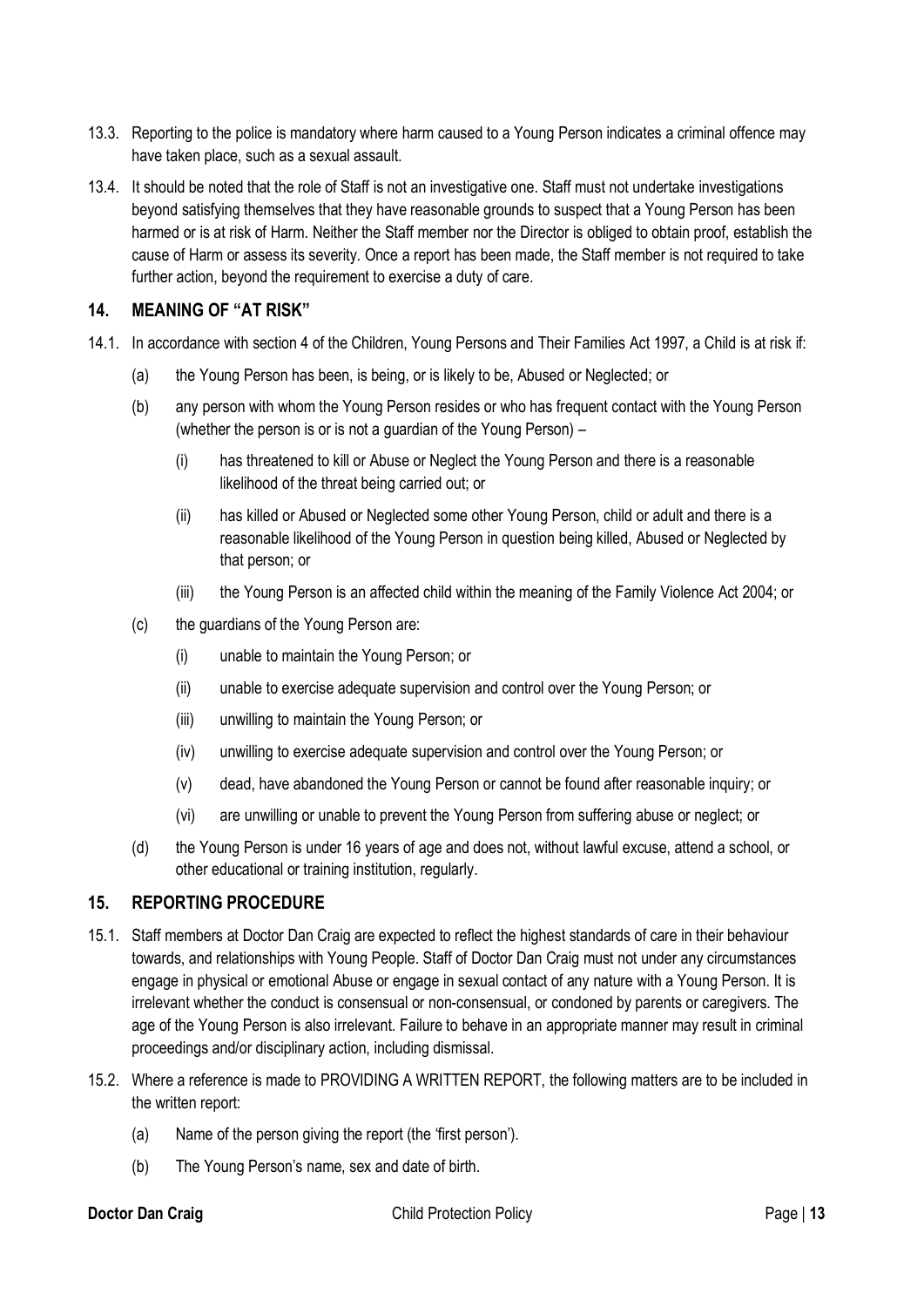13.3. Reporting to the police is mandatory where harm caused to a Young Person indicates a criminal offence may have taken place, such as a sexual assault.

13.4. It should be noted that the role of Staff is not an investigative one. Staff must not undertake investigations beyond satisfying themselves that they have reasonable grounds to suspect that a Young Person has been harmed or is at risk of Harm. Neither the Staff member nor the Director is obliged to obtain proof, establish the cause of Harm or assess its severity. Once a report has been made, the Staff member is not required to take further action, beyond the requirement to exercise a duty of care.

## 14. MEANING OF "AT RISK"

14.1. In accordance with section 4 of the Children, Young Persons and Their Families Act 1997, a Child is at risk if:

- (a) the Young Person has been, is being, or is likely to be, Abused or Neglected; or
- (b) any person with whom the Young Person resides or who has frequent contact with the Young Person (whether the person is or is not a guardian of the Young Person) –
  - (i) has threatened to kill or Abuse or Neglect the Young Person and there is a reasonable likelihood of the threat being carried out; or
  - (ii) has killed or Abused or Neglected some other Young Person, child or adult and there is a reasonable likelihood of the Young Person in question being killed, Abused or Neglected by that person; or
  - (iii) the Young Person is an affected child within the meaning of the Family Violence Act 2004; or
- (c) the guardians of the Young Person are:
  - (i) unable to maintain the Young Person; or
  - (ii) unable to exercise adequate supervision and control over the Young Person; or
  - (iii) unwilling to maintain the Young Person; or
  - (iv) unwilling to exercise adequate supervision and control over the Young Person; or
  - (v) dead, have abandoned the Young Person or cannot be found after reasonable inquiry; or
  - (vi) are unwilling or unable to prevent the Young Person from suffering abuse or neglect; or
- (d) the Young Person is under 16 years of age and does not, without lawful excuse, attend a school, or other educational or training institution, regularly.

## 15. REPORTING PROCEDURE

15.1. Staff members at Doctor Dan Craig are expected to reflect the highest standards of care in their behaviour towards, and relationships with Young People. Staff of Doctor Dan Craig must not under any circumstances engage in physical or emotional Abuse or engage in sexual contact of any nature with a Young Person. It is irrelevant whether the conduct is consensual or non-consensual, or condoned by parents or caregivers. The age of the Young Person is also irrelevant. Failure to behave in an appropriate manner may result in criminal proceedings and/or disciplinary action, including dismissal.

15.2. Where a reference is made to PROVIDING A WRITTEN REPORT, the following matters are to be included in the written report:

- (a) Name of the person giving the report (the 'first person').
- (b) The Young Person's name, sex and date of birth.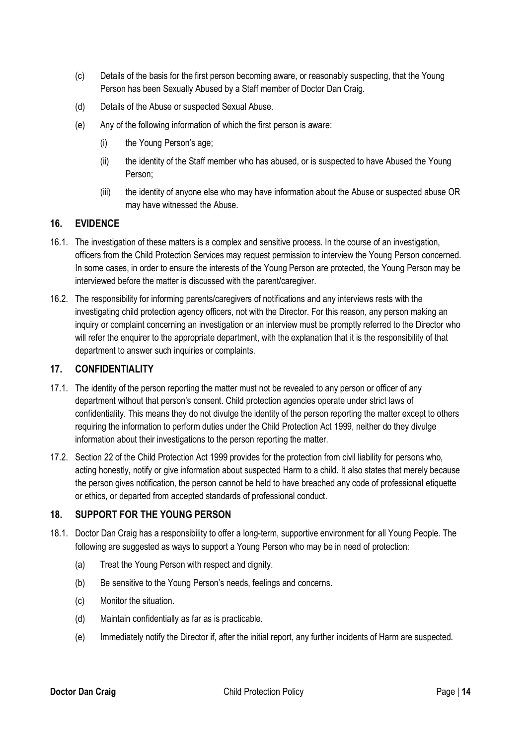(c) Details of the basis for the first person becoming aware, or reasonably suspecting, that the Young Person has been Sexually Abused by a Staff member of Doctor Dan Craig.

(d) Details of the Abuse or suspected Sexual Abuse.

(e) Any of the following information of which the first person is aware:

(i) the Young Person's age;

(ii) the identity of the Staff member who has abused, or is suspected to have Abused the Young Person;

(iii) the identity of anyone else who may have information about the Abuse or suspected abuse OR may have witnessed the Abuse.

## 16. EVIDENCE

16.1. The investigation of these matters is a complex and sensitive process. In the course of an investigation, officers from the Child Protection Services may request permission to interview the Young Person concerned. In some cases, in order to ensure the interests of the Young Person are protected, the Young Person may be interviewed before the matter is discussed with the parent/caregiver.

16.2. The responsibility for informing parents/caregivers of notifications and any interviews rests with the investigating child protection agency officers, not with the Director. For this reason, any person making an inquiry or complaint concerning an investigation or an interview must be promptly referred to the Director who will refer the enquirer to the appropriate department, with the explanation that it is the responsibility of that department to answer such inquiries or complaints.

## 17. CONFIDENTIALITY

17.1. The identity of the person reporting the matter must not be revealed to any person or officer of any department without that person's consent. Child protection agencies operate under strict laws of confidentiality. This means they do not divulge the identity of the person reporting the matter except to others requiring the information to perform duties under the Child Protection Act 1999, neither do they divulge information about their investigations to the person reporting the matter.

17.2. Section 22 of the Child Protection Act 1999 provides for the protection from civil liability for persons who, acting honestly, notify or give information about suspected Harm to a child. It also states that merely because the person gives notification, the person cannot be held to have breached any code of professional etiquette or ethics, or departed from accepted standards of professional conduct.

## 18. SUPPORT FOR THE YOUNG PERSON

18.1. Doctor Dan Craig has a responsibility to offer a long-term, supportive environment for all Young People. The following are suggested as ways to support a Young Person who may be in need of protection:

(a) Treat the Young Person with respect and dignity.

(b) Be sensitive to the Young Person's needs, feelings and concerns.

(c) Monitor the situation.

(d) Maintain confidentially as far as is practicable.

(e) Immediately notify the Director if, after the initial report, any further incidents of Harm are suspected.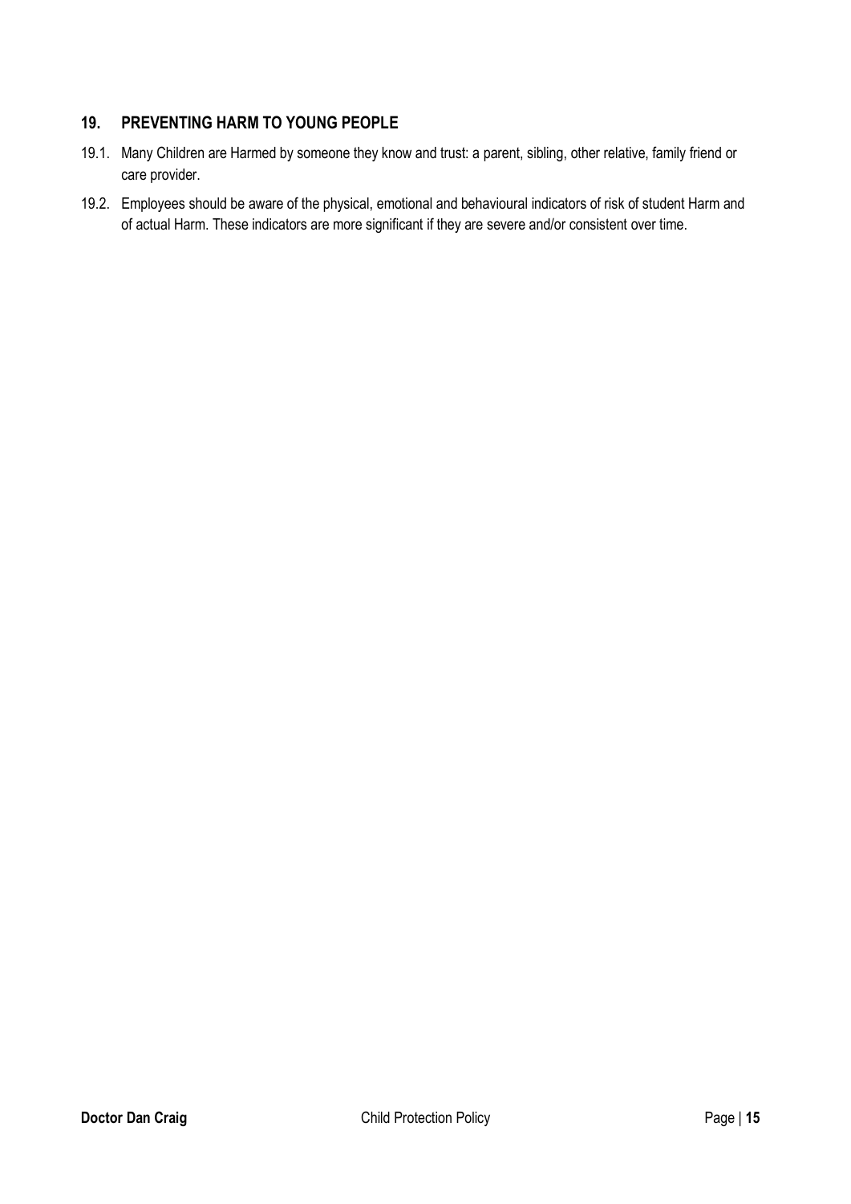## 19. PREVENTING HARM TO YOUNG PEOPLE

19.1. Many Children are Harmed by someone they know and trust: a parent, sibling, other relative, family friend or care provider.

19.2. Employees should be aware of the physical, emotional and behavioural indicators of risk of student Harm and of actual Harm. These indicators are more significant if they are severe and/or consistent over time.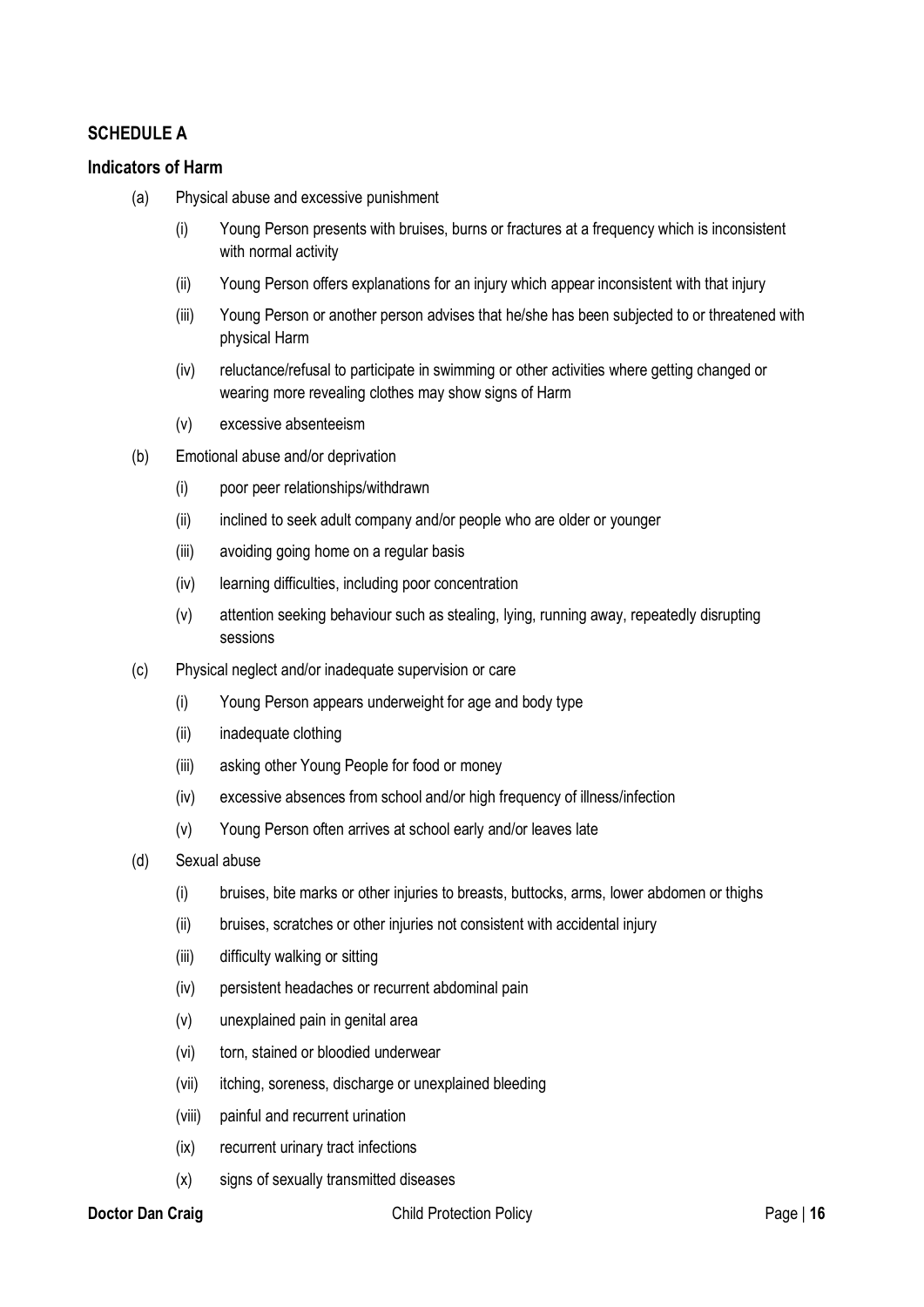## SCHEDULE A

### Indicators of Harm

(a) Physical abuse and excessive punishment

  (i) Young Person presents with bruises, burns or fractures at a frequency which is inconsistent with normal activity

  (ii) Young Person offers explanations for an injury which appear inconsistent with that injury

  (iii) Young Person or another person advises that he/she has been subjected to or threatened with physical Harm

  (iv) reluctance/refusal to participate in swimming or other activities where getting changed or wearing more revealing clothes may show signs of Harm

  (v) excessive absenteeism

(b) Emotional abuse and/or deprivation

  (i) poor peer relationships/withdrawn

  (ii) inclined to seek adult company and/or people who are older or younger

  (iii) avoiding going home on a regular basis

  (iv) learning difficulties, including poor concentration

  (v) attention seeking behaviour such as stealing, lying, running away, repeatedly disrupting sessions

(c) Physical neglect and/or inadequate supervision or care

  (i) Young Person appears underweight for age and body type

  (ii) inadequate clothing

  (iii) asking other Young People for food or money

  (iv) excessive absences from school and/or high frequency of illness/infection

  (v) Young Person often arrives at school early and/or leaves late

(d) Sexual abuse

  (i) bruises, bite marks or other injuries to breasts, buttocks, arms, lower abdomen or thighs

  (ii) bruises, scratches or other injuries not consistent with accidental injury

  (iii) difficulty walking or sitting

  (iv) persistent headaches or recurrent abdominal pain

  (v) unexplained pain in genital area

  (vi) torn, stained or bloodied underwear

  (vii) itching, soreness, discharge or unexplained bleeding

  (viii) painful and recurrent urination

  (ix) recurrent urinary tract infections

  (x) signs of sexually transmitted diseases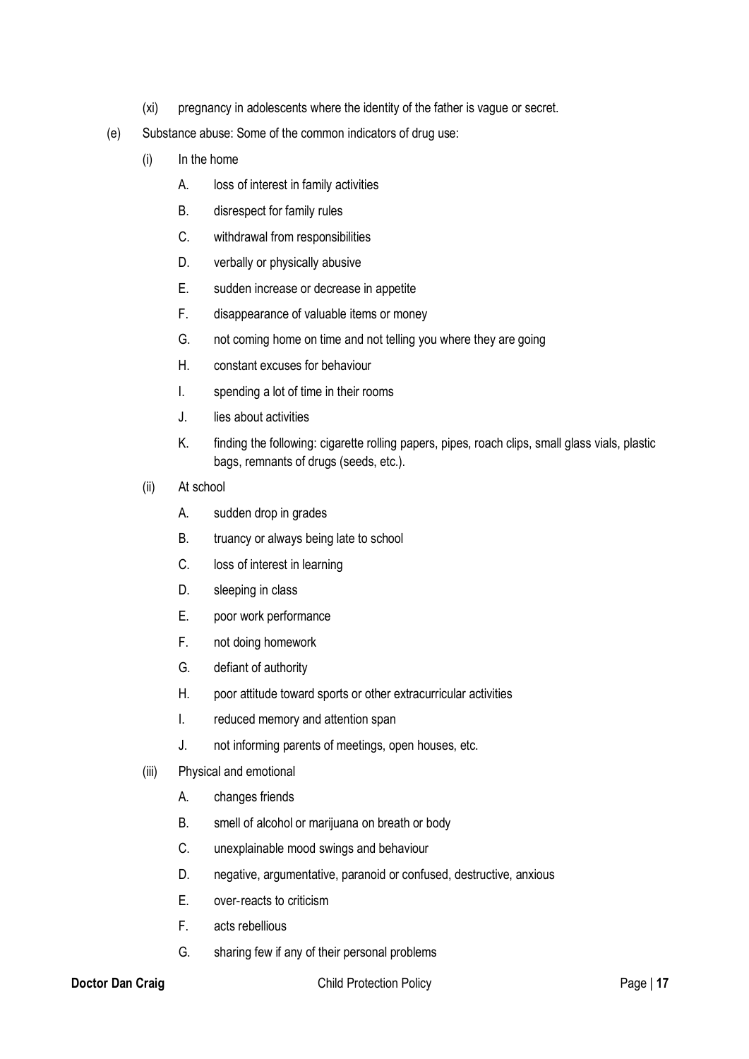(xi) pregnancy in adolescents where the identity of the father is vague or secret.

(e) Substance abuse: Some of the common indicators of drug use:

(i) In the home

A. loss of interest in family activities

B. disrespect for family rules

C. withdrawal from responsibilities

D. verbally or physically abusive

E. sudden increase or decrease in appetite

F. disappearance of valuable items or money

G. not coming home on time and not telling you where they are going

H. constant excuses for behaviour

I. spending a lot of time in their rooms

J. lies about activities

K. finding the following: cigarette rolling papers, pipes, roach clips, small glass vials, plastic bags, remnants of drugs (seeds, etc.).

(ii) At school

A. sudden drop in grades

B. truancy or always being late to school

C. loss of interest in learning

D. sleeping in class

E. poor work performance

F. not doing homework

G. defiant of authority

H. poor attitude toward sports or other extracurricular activities

I. reduced memory and attention span

J. not informing parents of meetings, open houses, etc.

(iii) Physical and emotional

A. changes friends

B. smell of alcohol or marijuana on breath or body

C. unexplainable mood swings and behaviour

D. negative, argumentative, paranoid or confused, destructive, anxious

E. over-reacts to criticism

F. acts rebellious

G. sharing few if any of their personal problems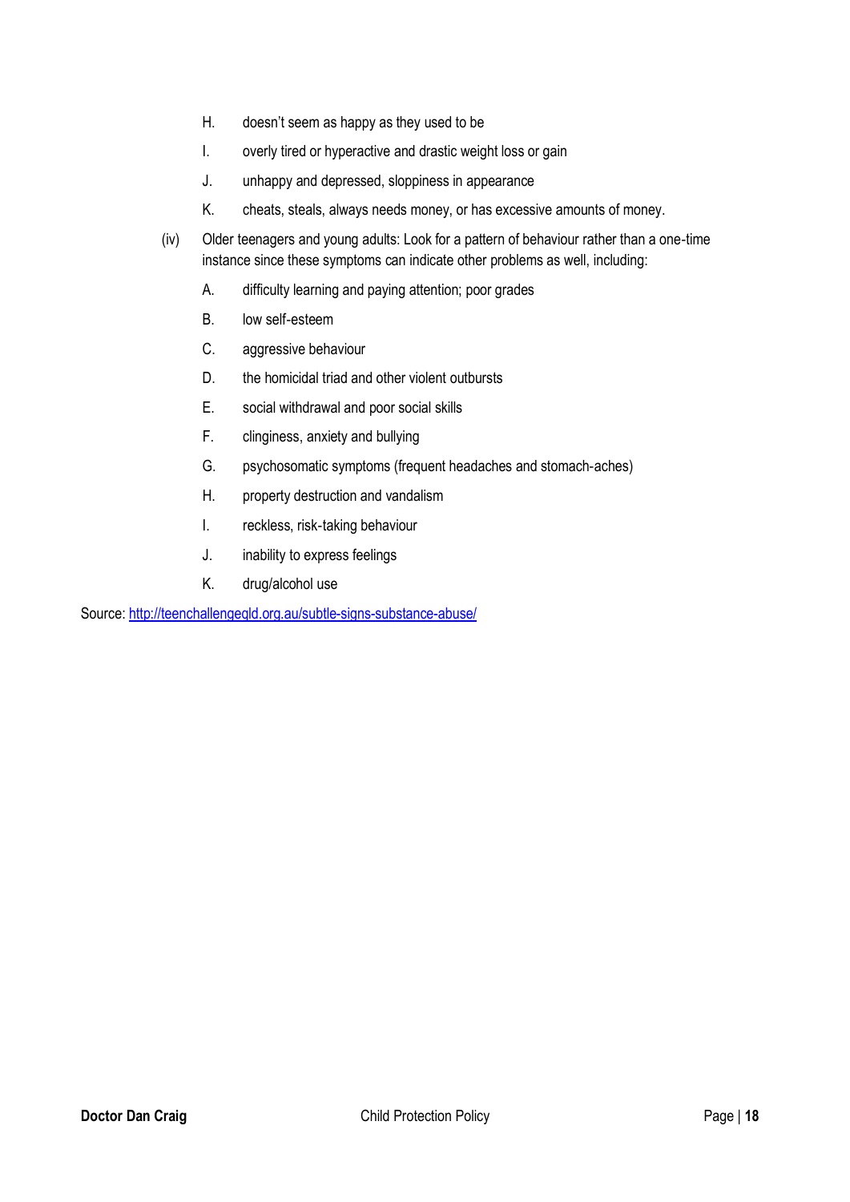H. doesn't seem as happy as they used to be

I. overly tired or hyperactive and drastic weight loss or gain

J. unhappy and depressed, sloppiness in appearance

K. cheats, steals, always needs money, or has excessive amounts of money.

(iv) Older teenagers and young adults: Look for a pattern of behaviour rather than a one-time instance since these symptoms can indicate other problems as well, including:

A. difficulty learning and paying attention; poor grades

B. low self-esteem

C. aggressive behaviour

D. the homicidal triad and other violent outbursts

E. social withdrawal and poor social skills

F. clinginess, anxiety and bullying

G. psychosomatic symptoms (frequent headaches and stomach-aches)

H. property destruction and vandalism

I. reckless, risk-taking behaviour

J. inability to express feelings

K. drug/alcohol use

Source: [http://teenchallengeqld.org.au/subtle-signs-substance-abuse/](http://teenchallengeqld.org.au/subtle-signs-substance-abuse/)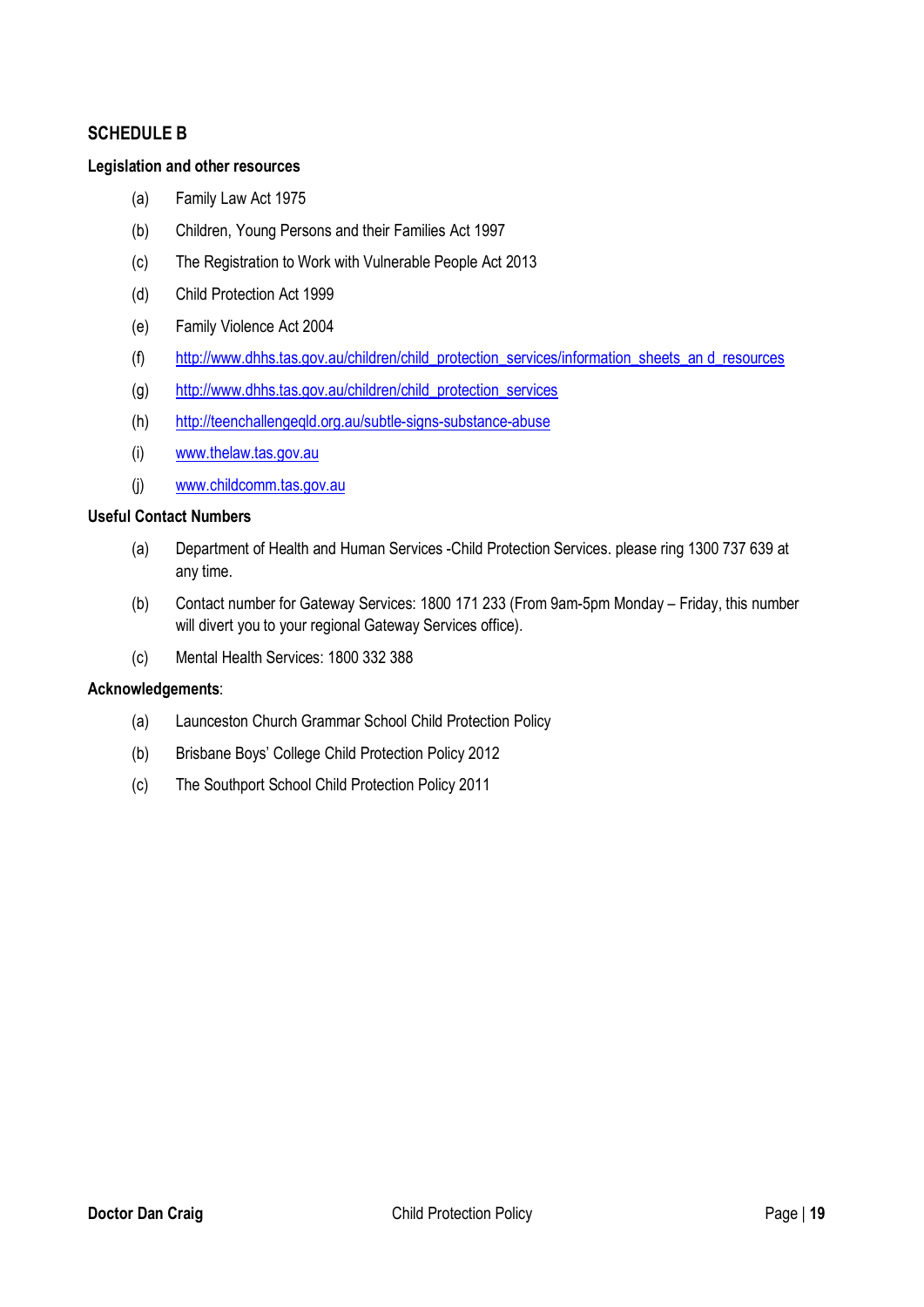## SCHEDULE B

**Legislation and other resources**

(a) Family Law Act 1975

(b) Children, Young Persons and their Families Act 1997

(c) The Registration to Work with Vulnerable People Act 2013

(d) Child Protection Act 1999

(e) Family Violence Act 2004

(f) http://www.dhhs.tas.gov.au/children/child_protection_services/information_sheets_an d_resources

(g) http://www.dhhs.tas.gov.au/children/child_protection_services

(h) http://teenchallengeqld.org.au/subtle-signs-substance-abuse

(i) www.thelaw.tas.gov.au

(j) www.childcomm.tas.gov.au

**Useful Contact Numbers**

(a) Department of Health and Human Services -Child Protection Services. please ring 1300 737 639 at any time.

(b) Contact number for Gateway Services: 1800 171 233 (From 9am-5pm Monday – Friday, this number will divert you to your regional Gateway Services office).

(c) Mental Health Services: 1800 332 388

**Acknowledgements**:

(a) Launceston Church Grammar School Child Protection Policy

(b) Brisbane Boys' College Child Protection Policy 2012

(c) The Southport School Child Protection Policy 2011